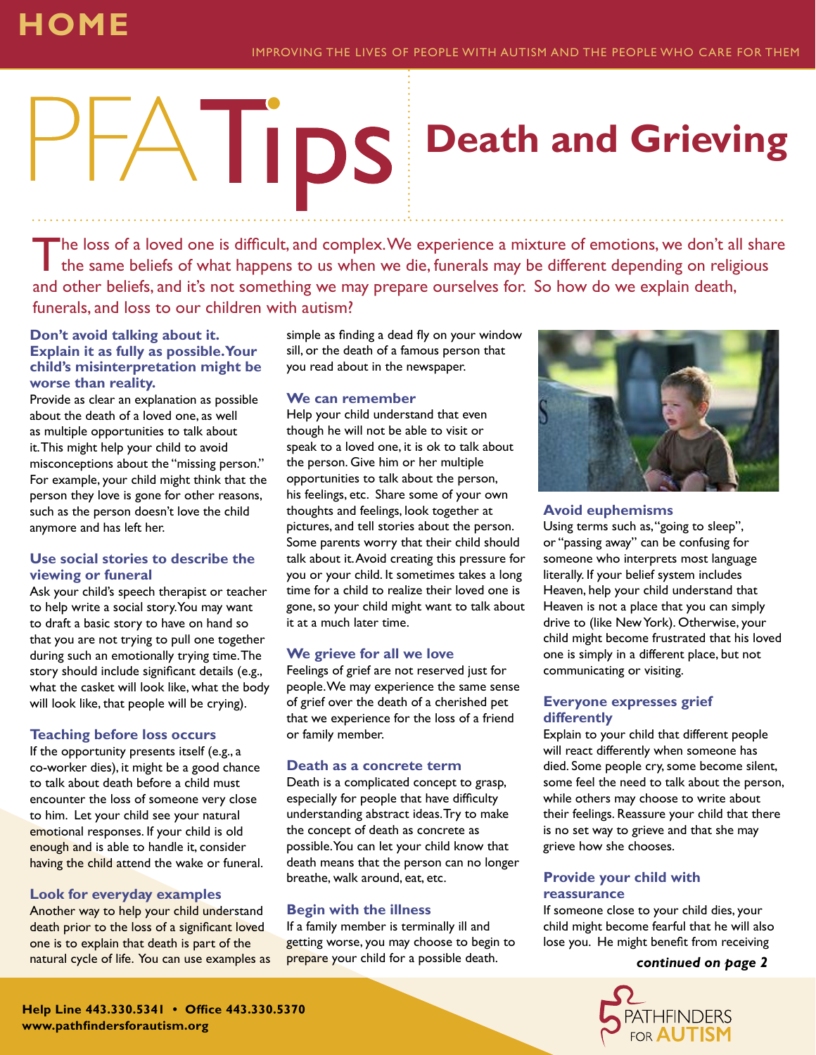# PFATips Death and Grieving

The loss of a loved one is difficult, and complex. We experience a mixture of emotions, we don't all share the same beliefs of what happens to us when we die, funerals may be different depending on religious and other beliefs, and it's not something we may prepare ourselves for. So how do we explain death, funerals, and loss to our children with autism?

### Don't avoid talking about it. Explain it as fully as possible. Your child's misinterpretation might be worse than reality.

Provide as clear an explanation as possible about the death of a loved one, as well as multiple opportunities to talk about it. This might help your child to avoid misconceptions about the "missing person." For example, your child might think that the person they love is gone for other reasons, such as the person doesn't love the child anymore and has left her.

### Use social stories to describe the viewing or funeral

Ask your child's speech therapist or teacher to help write a social story. You may want to draft a basic story to have on hand so that you are not trying to pull one together during such an emotionally trying time. The story should include significant details (e.g., what the casket will look like, what the body will look like, that people will be crying).

### Teaching before loss occurs

If the opportunity presents itself (e.g., a co-worker dies), it might be a good chance to talk about death before a child must encounter the loss of someone very close to him. Let your child see your natural emotional responses. If your child is old enough and is able to handle it, consider having the child attend the wake or funeral.

### Look for everyday examples

Another way to help your child understand death prior to the loss of a significant loved one is to explain that death is part of the natural cycle of life. You can use examples as simple as finding a dead fly on your window sill, or the death of a famous person that you read about in the newspaper.

### We can remember

Help your child understand that even though he will not be able to visit or speak to a loved one, it is ok to talk about the person. Give him or her multiple opportunities to talk about the person, his feelings, etc. Share some of your own thoughts and feelings, look together at pictures, and tell stories about the person. Some parents worry that their child should talk about it. Avoid creating this pressure for you or your child. It sometimes takes a long time for a child to realize their loved one is gone, so your child might want to talk about it at a much later time.

### We grieve for all we love

Feelings of grief are not reserved just for people. We may experience the same sense of grief over the death of a cherished pet that we experience for the loss of a friend or family member.

### Death as a concrete term

Death is a complicated concept to grasp, especially for people that have difficulty understanding abstract ideas. Try to make the concept of death as concrete as possible. You can let your child know that death means that the person can no longer breathe, walk around, eat, etc.

### Begin with the illness

If a family member is terminally ill and getting worse, you may choose to begin to prepare your child for a possible death.

### Avoid euphemisms

Using terms such as, "going to sleep", or "passing away" can be confusing for someone who interprets most language literally. If your belief system includes Heaven, help your child understand that Heaven is not a place that you can simply drive to (like New York). Otherwise, your child might become frustrated that his loved one is simply in a different place, but not communicating or visiting.

### Everyone expresses grief differently

Explain to your child that different people will react differently when someone has died. Some people cry, some become silent, some feel the need to talk about the person, while others may choose to write about their feelings. Reassure your child that there is no set way to grieve and that she may grieve how she chooses.

### Provide your child with reassurance

If someone close to your child dies, your child might become fearful that he will also lose you. He might benefit from receiving

***continued on page 2***

**Help Line 443.330.5341 • Office 443.330.5370**
**www.pathfindersforautism.org**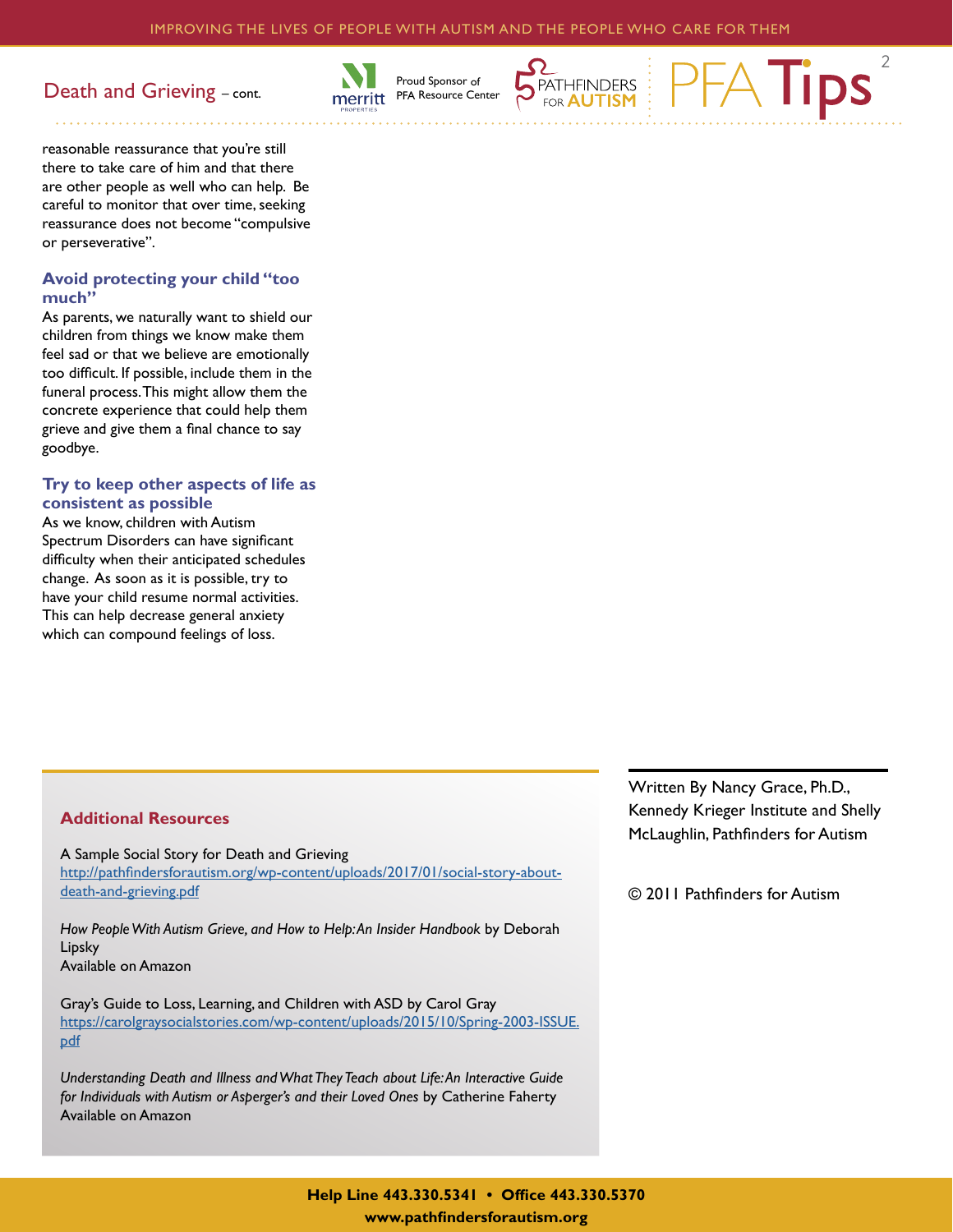reasonable reassurance that you're still there to take care of him and that there are other people as well who can help. Be careful to monitor that over time, seeking reassurance does not become "compulsive or perseverative".

### Avoid protecting your child "too much"

As parents, we naturally want to shield our children from things we know make them feel sad or that we believe are emotionally too difficult. If possible, include them in the funeral process. This might allow them the concrete experience that could help them grieve and give them a final chance to say goodbye.

### Try to keep other aspects of life as consistent as possible

As we know, children with Autism Spectrum Disorders can have significant difficulty when their anticipated schedules change. As soon as it is possible, try to have your child resume normal activities. This can help decrease general anxiety which can compound feelings of loss.

## Additional Resources

A Sample Social Story for Death and Grieving
http://pathfindersforautism.org/wp-content/uploads/2017/01/social-story-about-death-and-grieving.pdf

*How People With Autism Grieve, and How to Help: An Insider Handbook* by Deborah Lipsky
Available on Amazon

Gray's Guide to Loss, Learning, and Children with ASD by Carol Gray
https://carolgraysocialstories.com/wp-content/uploads/2015/10/Spring-2003-ISSUE.pdf

*Understanding Death and Illness and What They Teach about Life: An Interactive Guide for Individuals with Autism or Asperger's and their Loved Ones* by Catherine Faherty
Available on Amazon

Written By Nancy Grace, Ph.D., Kennedy Krieger Institute and Shelly McLaughlin, Pathfinders for Autism

© 2011 Pathfinders for Autism

**Help Line 443.330.5341 • Office 443.330.5370**
**www.pathfindersforautism.org**